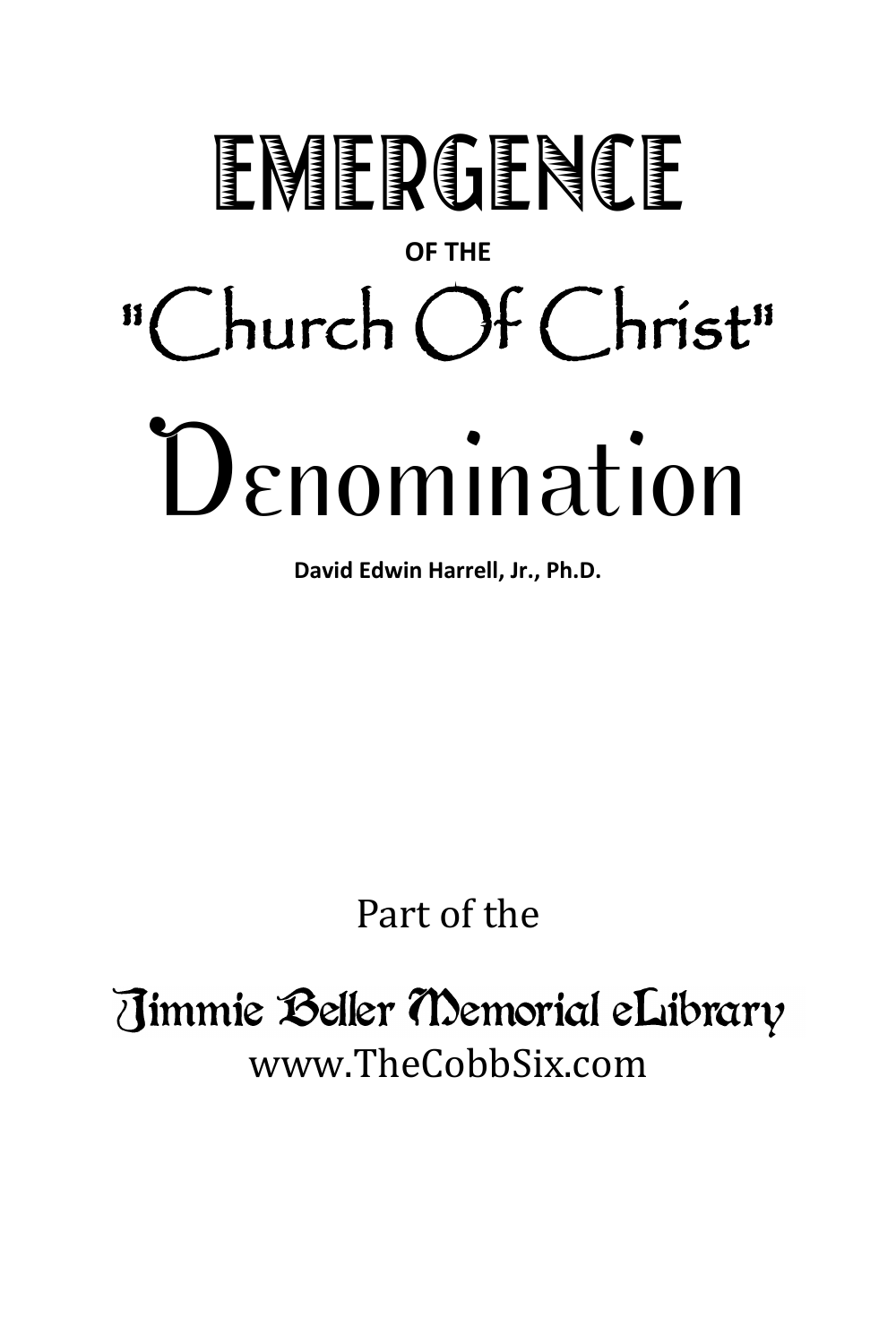# EMERGENCE

**OF THE**

# "Church Of Christ"

# Denomination

**David Edwin Harrell, Jr., Ph.D.**

Part of the

Jimmie Beller Memorial eLibrary

www.TheCobbSix.com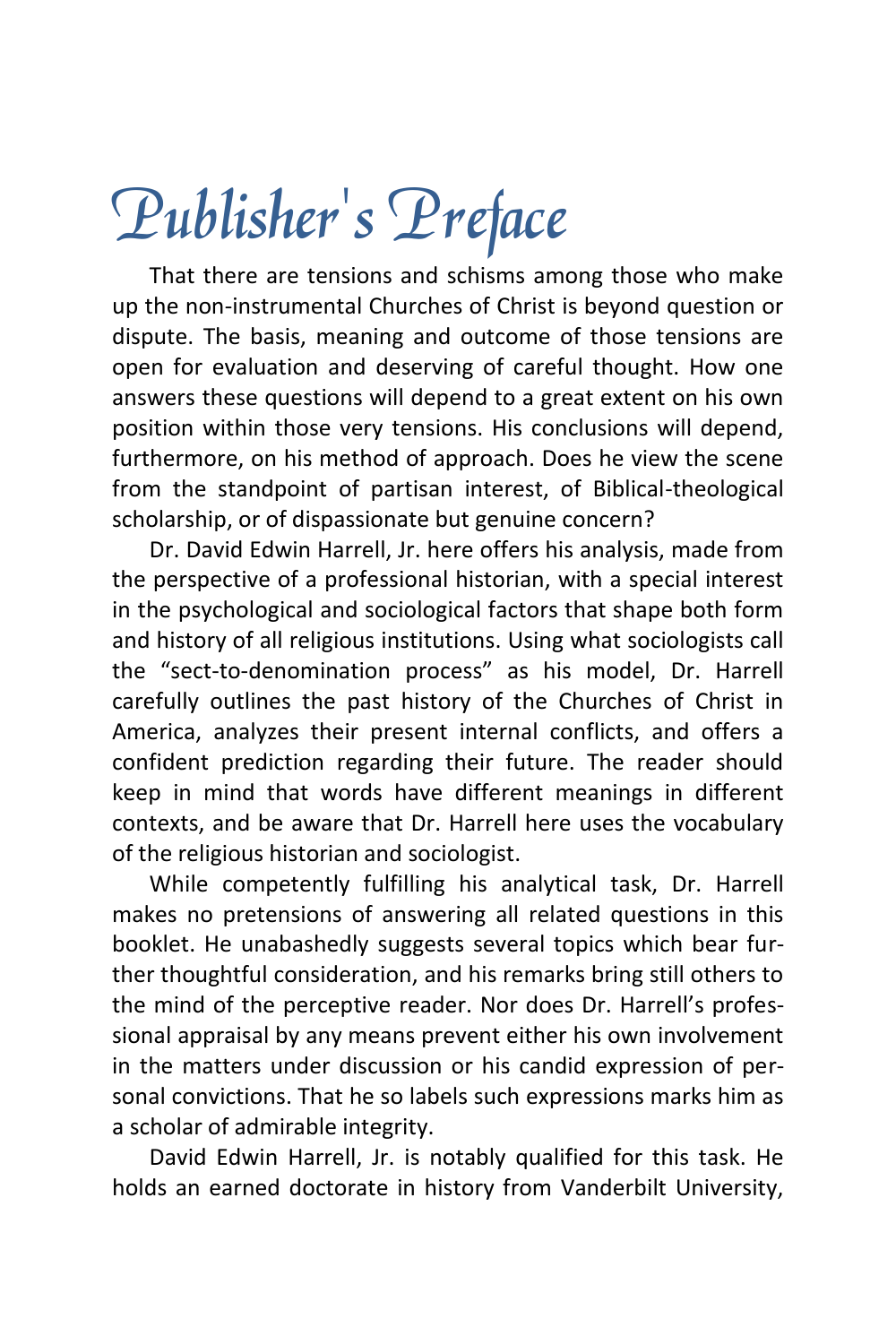# Publisher's Preface

That there are tensions and schisms among those who make up the non-instrumental Churches of Christ is beyond question or dispute. The basis, meaning and outcome of those tensions are open for evaluation and deserving of careful thought. How one answers these questions will depend to a great extent on his own position within those very tensions. His conclusions will depend, furthermore, on his method of approach. Does he view the scene from the standpoint of partisan interest, of Biblical-theological scholarship, or of dispassionate but genuine concern?

Dr. David Edwin Harrell, Jr. here offers his analysis, made from the perspective of a professional historian, with a special interest in the psychological and sociological factors that shape both form and history of all religious institutions. Using what sociologists call the "sect-to-denomination process" as his model, Dr. Harrell carefully outlines the past history of the Churches of Christ in America, analyzes their present internal conflicts, and offers a confident prediction regarding their future. The reader should keep in mind that words have different meanings in different contexts, and be aware that Dr. Harrell here uses the vocabulary of the religious historian and sociologist.

While competently fulfilling his analytical task, Dr. Harrell makes no pretensions of answering all related questions in this booklet. He unabashedly suggests several topics which bear further thoughtful consideration, and his remarks bring still others to the mind of the perceptive reader. Nor does Dr. Harrell's professional appraisal by any means prevent either his own involvement in the matters under discussion or his candid expression of personal convictions. That he so labels such expressions marks him as a scholar of admirable integrity.

David Edwin Harrell, Jr. is notably qualified for this task. He holds an earned doctorate in history from Vanderbilt University,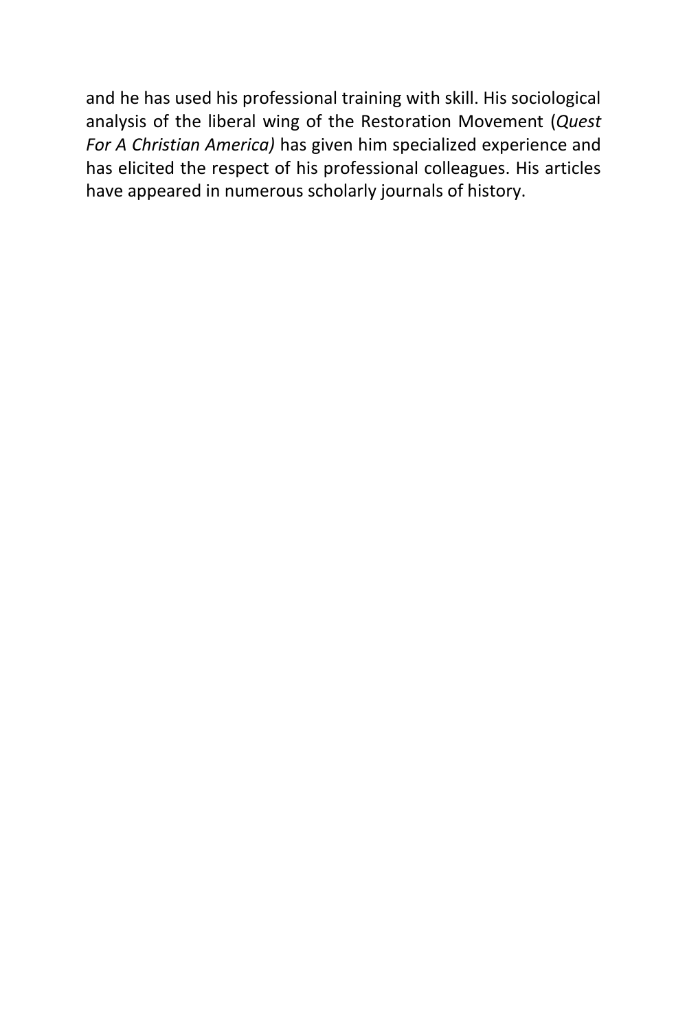and he has used his professional training with skill. His sociological analysis of the liberal wing of the Restoration Movement (*Quest For A Christian America)* has given him specialized experience and has elicited the respect of his professional colleagues. His articles have appeared in numerous scholarly journals of history.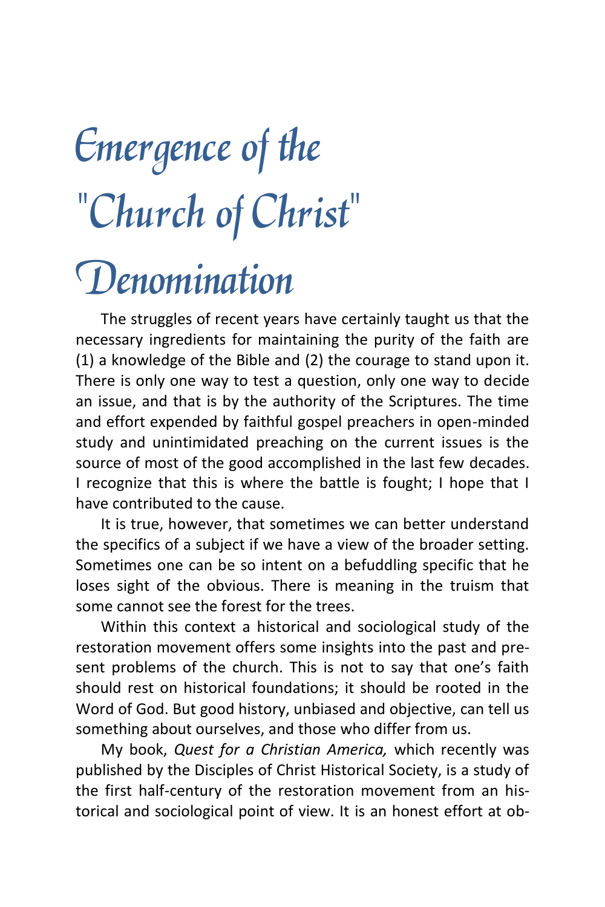# Emergence of the "Church of Christ" Denomination

The struggles of recent years have certainly taught us that the necessary ingredients for maintaining the purity of the faith are (1) a knowledge of the Bible and (2) the courage to stand upon it. There is only one way to test a question, only one way to decide an issue, and that is by the authority of the Scriptures. The time and effort expended by faithful gospel preachers in open-minded study and unintimidated preaching on the current issues is the source of most of the good accomplished in the last few decades. I recognize that this is where the battle is fought; I hope that I have contributed to the cause.

It is true, however, that sometimes we can better understand the specifics of a subject if we have a view of the broader setting. Sometimes one can be so intent on a befuddling specific that he loses sight of the obvious. There is meaning in the truism that some cannot see the forest for the trees.

Within this context a historical and sociological study of the restoration movement offers some insights into the past and present problems of the church. This is not to say that one's faith should rest on historical foundations; it should be rooted in the Word of God. But good history, unbiased and objective, can tell us something about ourselves, and those who differ from us.

My book, *Quest for a Christian America,* which recently was published by the Disciples of Christ Historical Society, is a study of the first half-century of the restoration movement from an historical and sociological point of view. It is an honest effort at ob-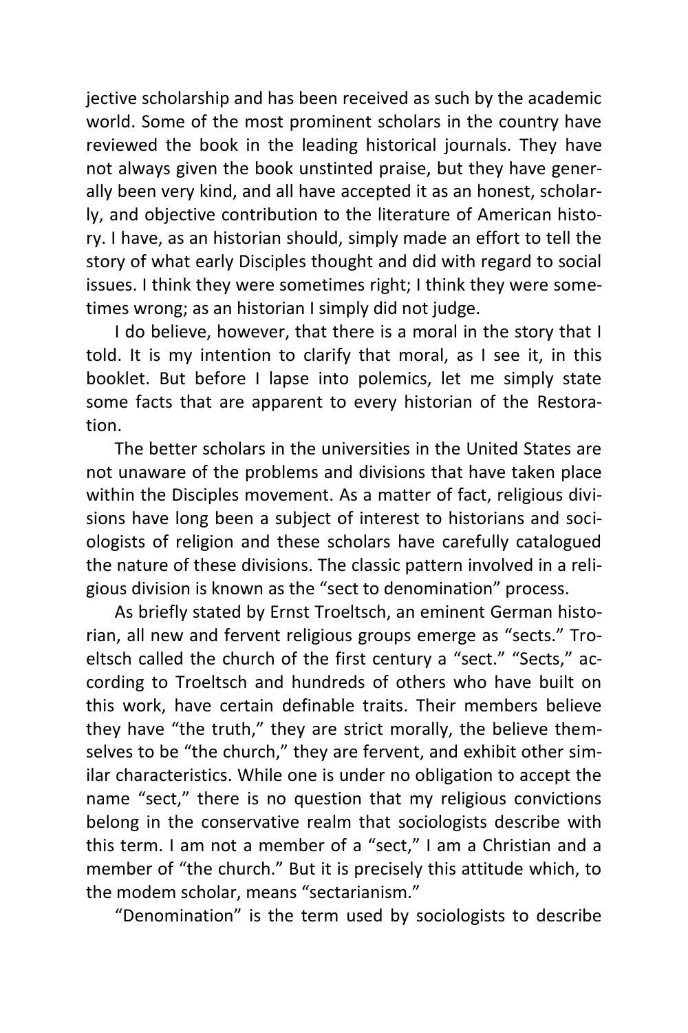jective scholarship and has been received as such by the academic world. Some of the most prominent scholars in the country have reviewed the book in the leading historical journals. They have not always given the book unstinted praise, but they have generally been very kind, and all have accepted it as an honest, scholarly, and objective contribution to the literature of American history. I have, as an historian should, simply made an effort to tell the story of what early Disciples thought and did with regard to social issues. I think they were sometimes right; I think they were sometimes wrong; as an historian I simply did not judge.

I do believe, however, that there is a moral in the story that I told. It is my intention to clarify that moral, as I see it, in this booklet. But before I lapse into polemics, let me simply state some facts that are apparent to every historian of the Restoration.

The better scholars in the universities in the United States are not unaware of the problems and divisions that have taken place within the Disciples movement. As a matter of fact, religious divisions have long been a subject of interest to historians and sociologists of religion and these scholars have carefully catalogued the nature of these divisions. The classic pattern involved in a religious division is known as the "sect to denomination" process.

As briefly stated by Ernst Troeltsch, an eminent German historian, all new and fervent religious groups emerge as "sects." Troeltsch called the church of the first century a "sect." "Sects," according to Troeltsch and hundreds of others who have built on this work, have certain definable traits. Their members believe they have "the truth," they are strict morally, the believe themselves to be "the church," they are fervent, and exhibit other similar characteristics. While one is under no obligation to accept the name "sect," there is no question that my religious convictions belong in the conservative realm that sociologists describe with this term. I am not a member of a "sect," I am a Christian and a member of "the church." But it is precisely this attitude which, to the modem scholar, means "sectarianism."

"Denomination" is the term used by sociologists to describe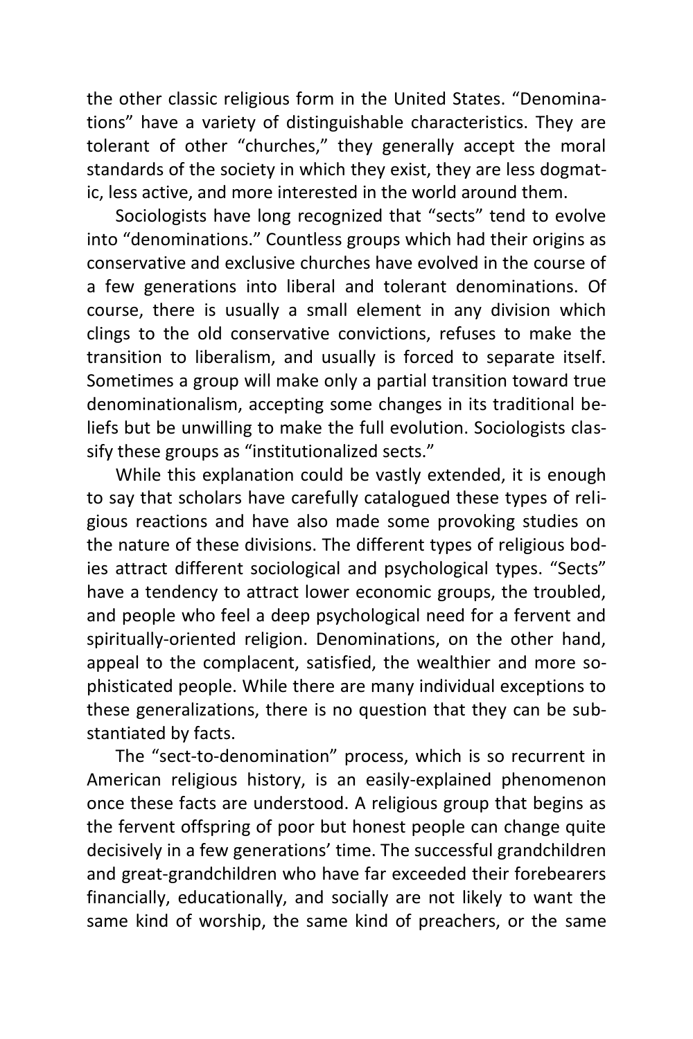the other classic religious form in the United States. "Denominations" have a variety of distinguishable characteristics. They are tolerant of other "churches," they generally accept the moral standards of the society in which they exist, they are less dogmatic, less active, and more interested in the world around them.

Sociologists have long recognized that "sects" tend to evolve into "denominations." Countless groups which had their origins as conservative and exclusive churches have evolved in the course of a few generations into liberal and tolerant denominations. Of course, there is usually a small element in any division which clings to the old conservative convictions, refuses to make the transition to liberalism, and usually is forced to separate itself. Sometimes a group will make only a partial transition toward true denominationalism, accepting some changes in its traditional beliefs but be unwilling to make the full evolution. Sociologists classify these groups as "institutionalized sects."

While this explanation could be vastly extended, it is enough to say that scholars have carefully catalogued these types of religious reactions and have also made some provoking studies on the nature of these divisions. The different types of religious bodies attract different sociological and psychological types. "Sects" have a tendency to attract lower economic groups, the troubled, and people who feel a deep psychological need for a fervent and spiritually-oriented religion. Denominations, on the other hand, appeal to the complacent, satisfied, the wealthier and more sophisticated people. While there are many individual exceptions to these generalizations, there is no question that they can be substantiated by facts.

The "sect-to-denomination" process, which is so recurrent in American religious history, is an easily-explained phenomenon once these facts are understood. A religious group that begins as the fervent offspring of poor but honest people can change quite decisively in a few generations' time. The successful grandchildren and great-grandchildren who have far exceeded their forebearers financially, educationally, and socially are not likely to want the same kind of worship, the same kind of preachers, or the same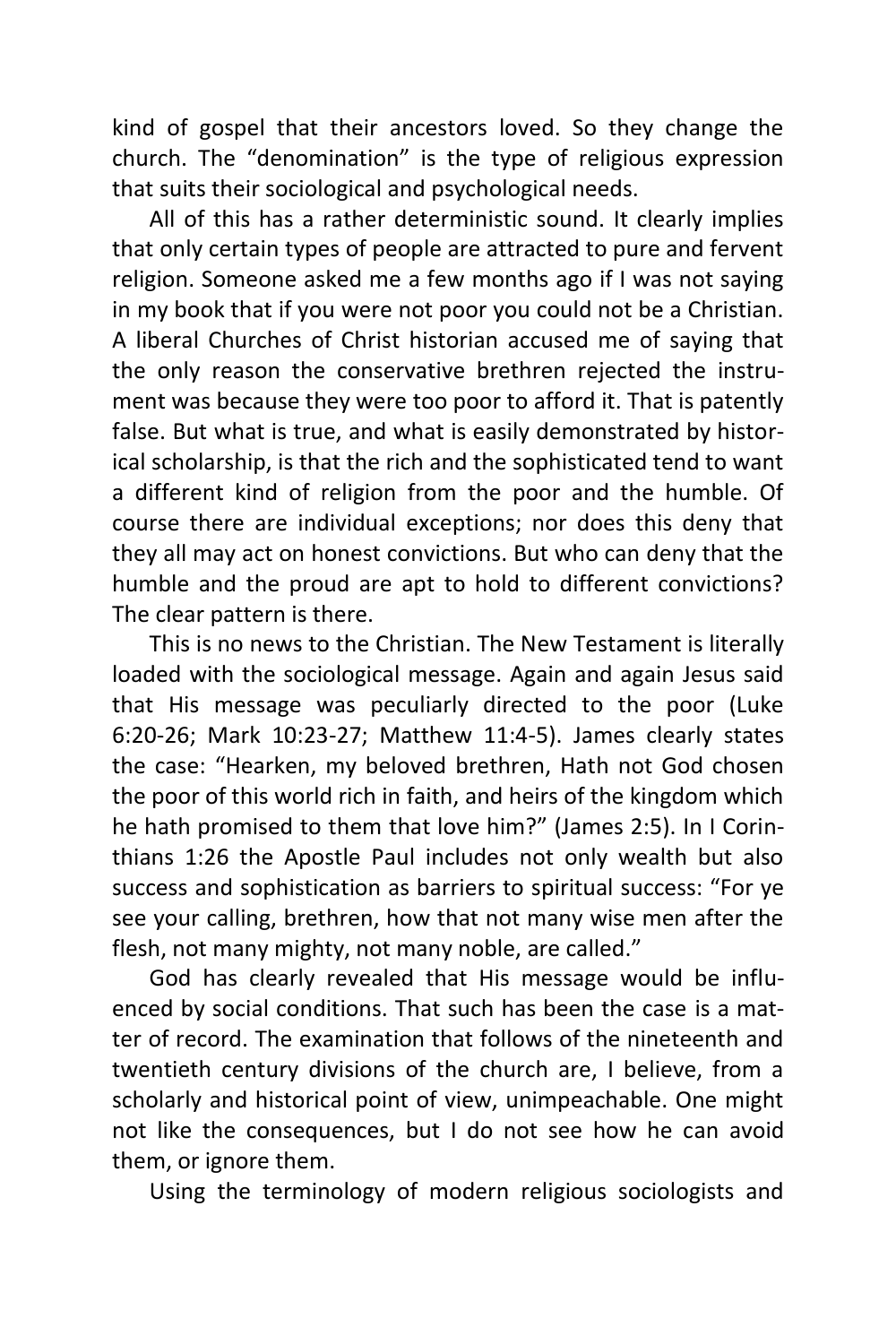kind of gospel that their ancestors loved. So they change the church. The "denomination" is the type of religious expression that suits their sociological and psychological needs.

All of this has a rather deterministic sound. It clearly implies that only certain types of people are attracted to pure and fervent religion. Someone asked me a few months ago if I was not saying in my book that if you were not poor you could not be a Christian. A liberal Churches of Christ historian accused me of saying that the only reason the conservative brethren rejected the instrument was because they were too poor to afford it. That is patently false. But what is true, and what is easily demonstrated by historical scholarship, is that the rich and the sophisticated tend to want a different kind of religion from the poor and the humble. Of course there are individual exceptions; nor does this deny that they all may act on honest convictions. But who can deny that the humble and the proud are apt to hold to different convictions? The clear pattern is there.

This is no news to the Christian. The New Testament is literally loaded with the sociological message. Again and again Jesus said that His message was peculiarly directed to the poor (Luke 6:20-26; Mark 10:23-27; Matthew 11:4-5). James clearly states the case: "Hearken, my beloved brethren, Hath not God chosen the poor of this world rich in faith, and heirs of the kingdom which he hath promised to them that love him?" (James 2:5). In I Corinthians 1:26 the Apostle Paul includes not only wealth but also success and sophistication as barriers to spiritual success: "For ye see your calling, brethren, how that not many wise men after the flesh, not many mighty, not many noble, are called."

God has clearly revealed that His message would be influenced by social conditions. That such has been the case is a matter of record. The examination that follows of the nineteenth and twentieth century divisions of the church are, I believe, from a scholarly and historical point of view, unimpeachable. One might not like the consequences, but I do not see how he can avoid them, or ignore them.

Using the terminology of modern religious sociologists and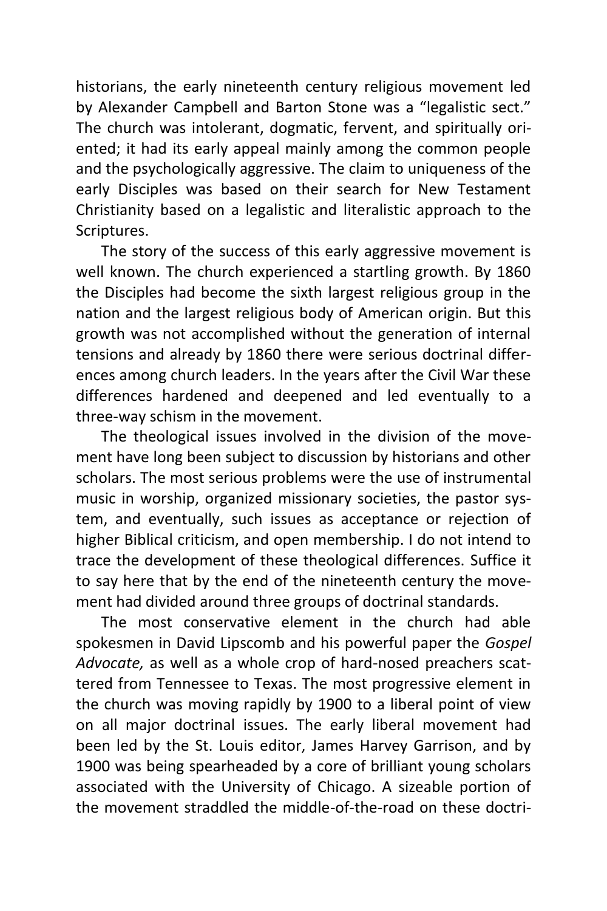historians, the early nineteenth century religious movement led by Alexander Campbell and Barton Stone was a "legalistic sect." The church was intolerant, dogmatic, fervent, and spiritually oriented; it had its early appeal mainly among the common people and the psychologically aggressive. The claim to uniqueness of the early Disciples was based on their search for New Testament Christianity based on a legalistic and literalistic approach to the Scriptures.

The story of the success of this early aggressive movement is well known. The church experienced a startling growth. By 1860 the Disciples had become the sixth largest religious group in the nation and the largest religious body of American origin. But this growth was not accomplished without the generation of internal tensions and already by 1860 there were serious doctrinal differences among church leaders. In the years after the Civil War these differences hardened and deepened and led eventually to a three-way schism in the movement.

The theological issues involved in the division of the movement have long been subject to discussion by historians and other scholars. The most serious problems were the use of instrumental music in worship, organized missionary societies, the pastor system, and eventually, such issues as acceptance or rejection of higher Biblical criticism, and open membership. I do not intend to trace the development of these theological differences. Suffice it to say here that by the end of the nineteenth century the movement had divided around three groups of doctrinal standards.

The most conservative element in the church had able spokesmen in David Lipscomb and his powerful paper the *Gospel Advocate,* as well as a whole crop of hard-nosed preachers scattered from Tennessee to Texas. The most progressive element in the church was moving rapidly by 1900 to a liberal point of view on all major doctrinal issues. The early liberal movement had been led by the St. Louis editor, James Harvey Garrison, and by 1900 was being spearheaded by a core of brilliant young scholars associated with the University of Chicago. A sizeable portion of the movement straddled the middle-of-the-road on these doctri-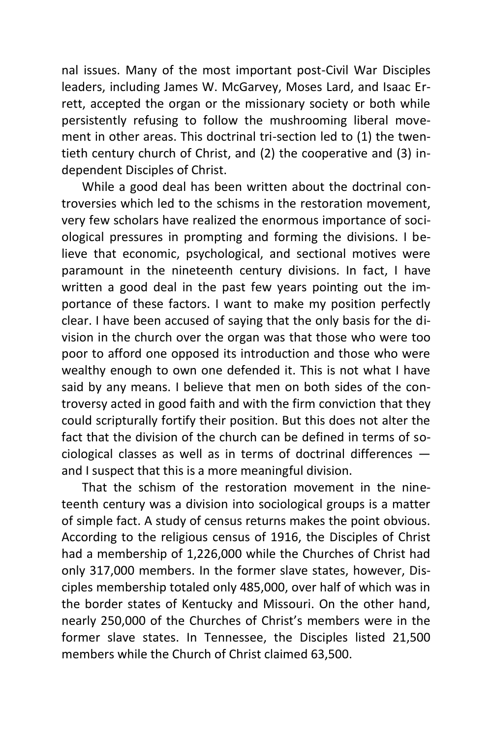nal issues. Many of the most important post-Civil War Disciples leaders, including James W. McGarvey, Moses Lard, and Isaac Errett, accepted the organ or the missionary society or both while persistently refusing to follow the mushrooming liberal movement in other areas. This doctrinal tri-section led to (1) the twentieth century church of Christ, and (2) the cooperative and (3) independent Disciples of Christ.

While a good deal has been written about the doctrinal controversies which led to the schisms in the restoration movement, very few scholars have realized the enormous importance of sociological pressures in prompting and forming the divisions. I believe that economic, psychological, and sectional motives were paramount in the nineteenth century divisions. In fact, I have written a good deal in the past few years pointing out the importance of these factors. I want to make my position perfectly clear. I have been accused of saying that the only basis for the division in the church over the organ was that those who were too poor to afford one opposed its introduction and those who were wealthy enough to own one defended it. This is not what I have said by any means. I believe that men on both sides of the controversy acted in good faith and with the firm conviction that they could scripturally fortify their position. But this does not alter the fact that the division of the church can be defined in terms of sociological classes as well as in terms of doctrinal differences — and I suspect that this is a more meaningful division.

That the schism of the restoration movement in the nineteenth century was a division into sociological groups is a matter of simple fact. A study of census returns makes the point obvious. According to the religious census of 1916, the Disciples of Christ had a membership of 1,226,000 while the Churches of Christ had only 317,000 members. In the former slave states, however, Disciples membership totaled only 485,000, over half of which was in the border states of Kentucky and Missouri. On the other hand, nearly 250,000 of the Churches of Christ's members were in the former slave states. In Tennessee, the Disciples listed 21,500 members while the Church of Christ claimed 63,500.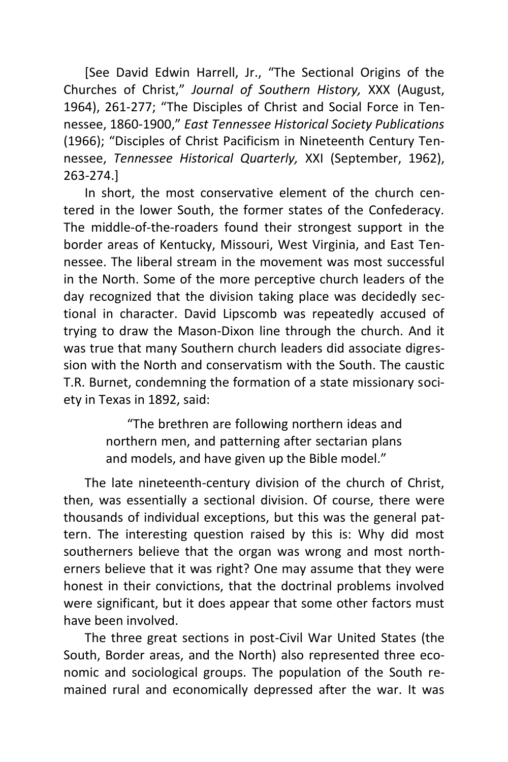[See David Edwin Harrell, Jr., "The Sectional Origins of the Churches of Christ," *Journal of Southern History,* XXX (August, 1964), 261-277; "The Disciples of Christ and Social Force in Tennessee, 1860-1900," *East Tennessee Historical Society Publications* (1966); "Disciples of Christ Pacificism in Nineteenth Century Tennessee, *Tennessee Historical Quarterly,* XXI (September, 1962), 263-274.]

In short, the most conservative element of the church centered in the lower South, the former states of the Confederacy. The middle-of-the-roaders found their strongest support in the border areas of Kentucky, Missouri, West Virginia, and East Tennessee. The liberal stream in the movement was most successful in the North. Some of the more perceptive church leaders of the day recognized that the division taking place was decidedly sectional in character. David Lipscomb was repeatedly accused of trying to draw the Mason-Dixon line through the church. And it was true that many Southern church leaders did associate digression with the North and conservatism with the South. The caustic T.R. Burnet, condemning the formation of a state missionary society in Texas in 1892, said:

> "The brethren are following northern ideas and northern men, and patterning after sectarian plans and models, and have given up the Bible model."

The late nineteenth-century division of the church of Christ, then, was essentially a sectional division. Of course, there were thousands of individual exceptions, but this was the general pattern. The interesting question raised by this is: Why did most southerners believe that the organ was wrong and most northerners believe that it was right? One may assume that they were honest in their convictions, that the doctrinal problems involved were significant, but it does appear that some other factors must have been involved.

The three great sections in post-Civil War United States (the South, Border areas, and the North) also represented three economic and sociological groups. The population of the South remained rural and economically depressed after the war. It was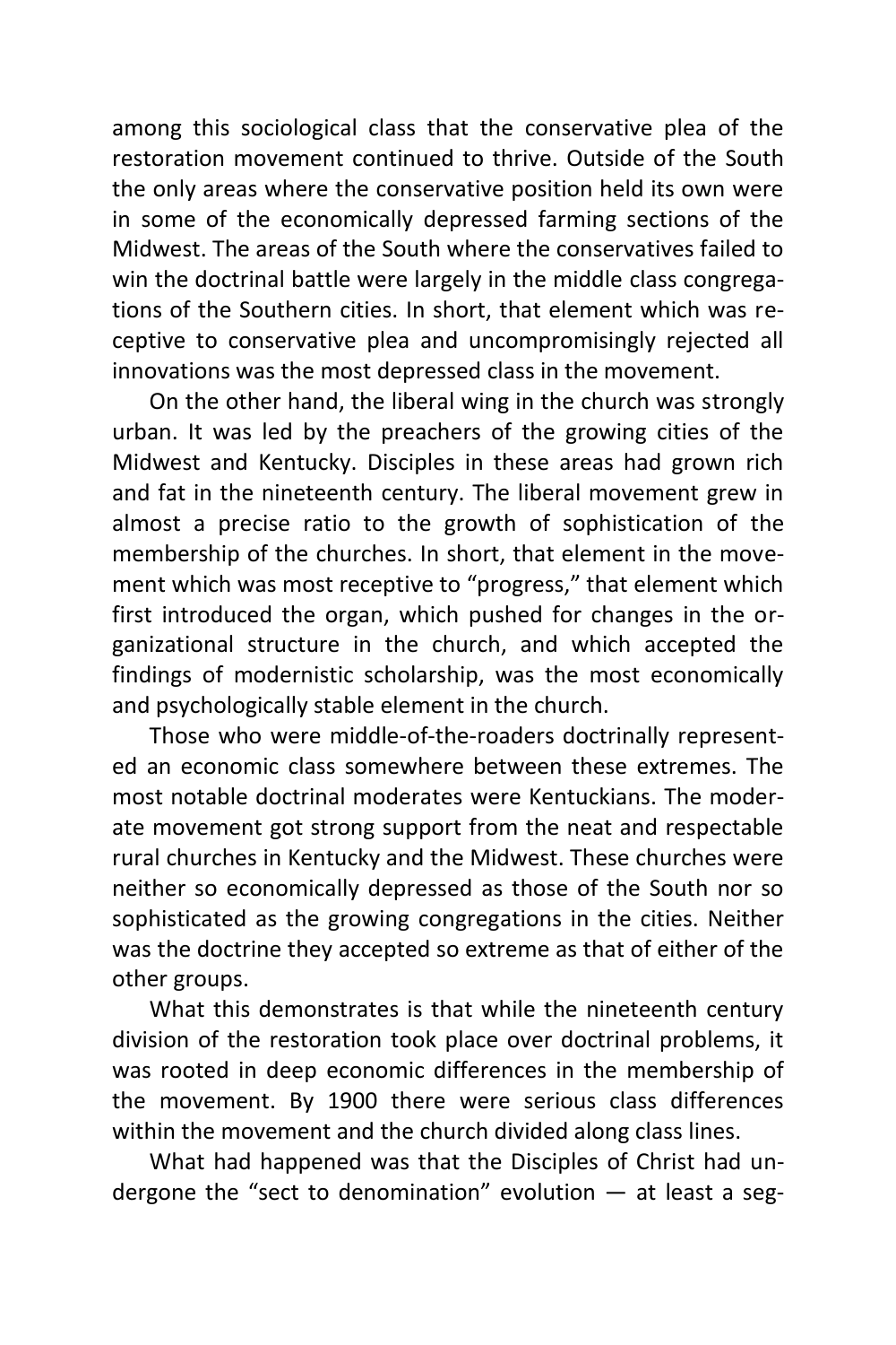among this sociological class that the conservative plea of the restoration movement continued to thrive. Outside of the South the only areas where the conservative position held its own were in some of the economically depressed farming sections of the Midwest. The areas of the South where the conservatives failed to win the doctrinal battle were largely in the middle class congregations of the Southern cities. In short, that element which was receptive to conservative plea and uncompromisingly rejected all innovations was the most depressed class in the movement.

On the other hand, the liberal wing in the church was strongly urban. It was led by the preachers of the growing cities of the Midwest and Kentucky. Disciples in these areas had grown rich and fat in the nineteenth century. The liberal movement grew in almost a precise ratio to the growth of sophistication of the membership of the churches. In short, that element in the movement which was most receptive to "progress," that element which first introduced the organ, which pushed for changes in the organizational structure in the church, and which accepted the findings of modernistic scholarship, was the most economically and psychologically stable element in the church.

Those who were middle-of-the-roaders doctrinally represented an economic class somewhere between these extremes. The most notable doctrinal moderates were Kentuckians. The moderate movement got strong support from the neat and respectable rural churches in Kentucky and the Midwest. These churches were neither so economically depressed as those of the South nor so sophisticated as the growing congregations in the cities. Neither was the doctrine they accepted so extreme as that of either of the other groups.

What this demonstrates is that while the nineteenth century division of the restoration took place over doctrinal problems, it was rooted in deep economic differences in the membership of the movement. By 1900 there were serious class differences within the movement and the church divided along class lines.

What had happened was that the Disciples of Christ had undergone the "sect to denomination" evolution — at least a seg-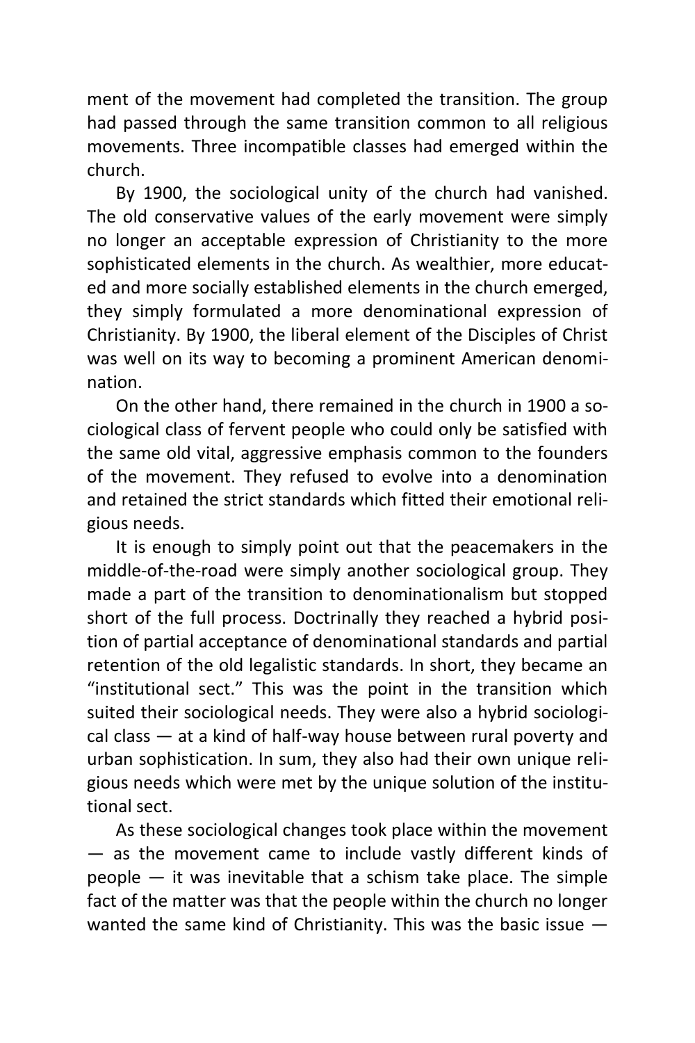ment of the movement had completed the transition. The group had passed through the same transition common to all religious movements. Three incompatible classes had emerged within the church.

By 1900, the sociological unity of the church had vanished. The old conservative values of the early movement were simply no longer an acceptable expression of Christianity to the more sophisticated elements in the church. As wealthier, more educated and more socially established elements in the church emerged, they simply formulated a more denominational expression of Christianity. By 1900, the liberal element of the Disciples of Christ was well on its way to becoming a prominent American denomination.

On the other hand, there remained in the church in 1900 a sociological class of fervent people who could only be satisfied with the same old vital, aggressive emphasis common to the founders of the movement. They refused to evolve into a denomination and retained the strict standards which fitted their emotional religious needs.

It is enough to simply point out that the peacemakers in the middle-of-the-road were simply another sociological group. They made a part of the transition to denominationalism but stopped short of the full process. Doctrinally they reached a hybrid position of partial acceptance of denominational standards and partial retention of the old legalistic standards. In short, they became an "institutional sect." This was the point in the transition which suited their sociological needs. They were also a hybrid sociological class — at a kind of half-way house between rural poverty and urban sophistication. In sum, they also had their own unique religious needs which were met by the unique solution of the institutional sect.

As these sociological changes took place within the movement — as the movement came to include vastly different kinds of people — it was inevitable that a schism take place. The simple fact of the matter was that the people within the church no longer wanted the same kind of Christianity. This was the basic issue —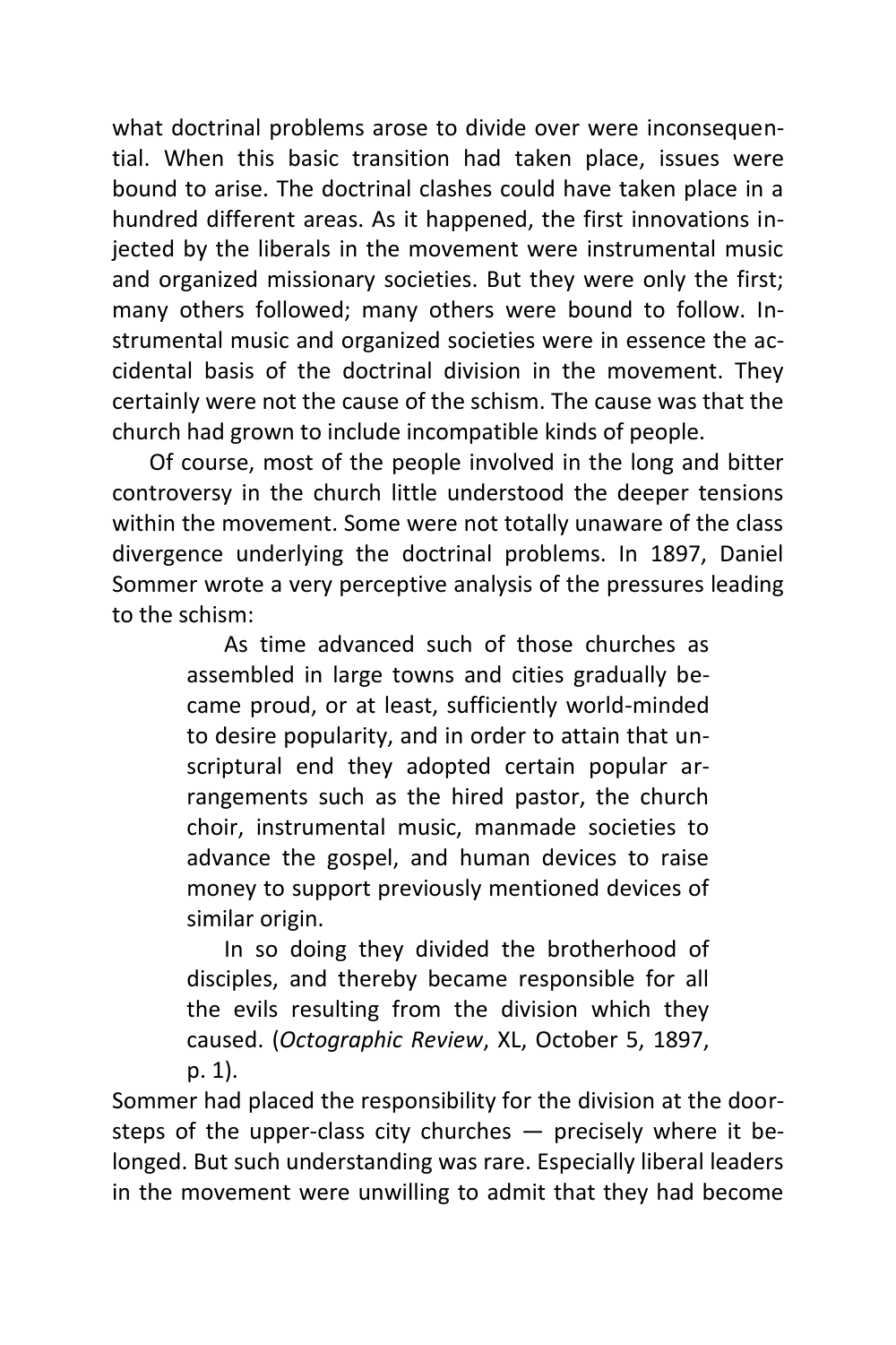what doctrinal problems arose to divide over were inconsequential. When this basic transition had taken place, issues were bound to arise. The doctrinal clashes could have taken place in a hundred different areas. As it happened, the first innovations injected by the liberals in the movement were instrumental music and organized missionary societies. But they were only the first; many others followed; many others were bound to follow. Instrumental music and organized societies were in essence the accidental basis of the doctrinal division in the movement. They certainly were not the cause of the schism. The cause was that the church had grown to include incompatible kinds of people.

Of course, most of the people involved in the long and bitter controversy in the church little understood the deeper tensions within the movement. Some were not totally unaware of the class divergence underlying the doctrinal problems. In 1897, Daniel Sommer wrote a very perceptive analysis of the pressures leading to the schism:

> As time advanced such of those churches as assembled in large towns and cities gradually became proud, or at least, sufficiently world-minded to desire popularity, and in order to attain that unscriptural end they adopted certain popular arrangements such as the hired pastor, the church choir, instrumental music, manmade societies to advance the gospel, and human devices to raise money to support previously mentioned devices of similar origin.
>
> In so doing they divided the brotherhood of disciples, and thereby became responsible for all the evils resulting from the division which they caused. (*Octographic Review*, XL, October 5, 1897, p. 1).

Sommer had placed the responsibility for the division at the doorsteps of the upper-class city churches — precisely where it belonged. But such understanding was rare. Especially liberal leaders in the movement were unwilling to admit that they had become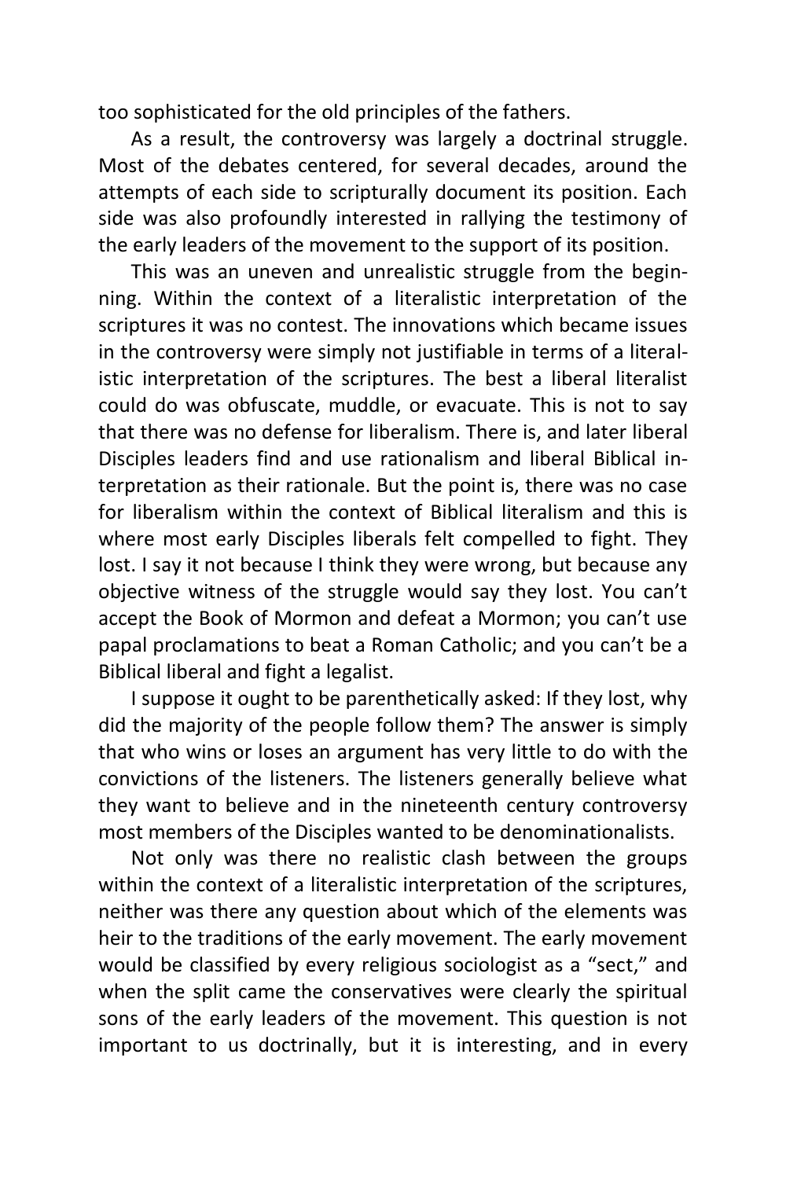too sophisticated for the old principles of the fathers.

As a result, the controversy was largely a doctrinal struggle. Most of the debates centered, for several decades, around the attempts of each side to scripturally document its position. Each side was also profoundly interested in rallying the testimony of the early leaders of the movement to the support of its position.

This was an uneven and unrealistic struggle from the beginning. Within the context of a literalistic interpretation of the scriptures it was no contest. The innovations which became issues in the controversy were simply not justifiable in terms of a literalistic interpretation of the scriptures. The best a liberal literalist could do was obfuscate, muddle, or evacuate. This is not to say that there was no defense for liberalism. There is, and later liberal Disciples leaders find and use rationalism and liberal Biblical interpretation as their rationale. But the point is, there was no case for liberalism within the context of Biblical literalism and this is where most early Disciples liberals felt compelled to fight. They lost. I say it not because I think they were wrong, but because any objective witness of the struggle would say they lost. You can't accept the Book of Mormon and defeat a Mormon; you can't use papal proclamations to beat a Roman Catholic; and you can't be a Biblical liberal and fight a legalist.

I suppose it ought to be parenthetically asked: If they lost, why did the majority of the people follow them? The answer is simply that who wins or loses an argument has very little to do with the convictions of the listeners. The listeners generally believe what they want to believe and in the nineteenth century controversy most members of the Disciples wanted to be denominationalists.

Not only was there no realistic clash between the groups within the context of a literalistic interpretation of the scriptures, neither was there any question about which of the elements was heir to the traditions of the early movement. The early movement would be classified by every religious sociologist as a "sect," and when the split came the conservatives were clearly the spiritual sons of the early leaders of the movement. This question is not important to us doctrinally, but it is interesting, and in every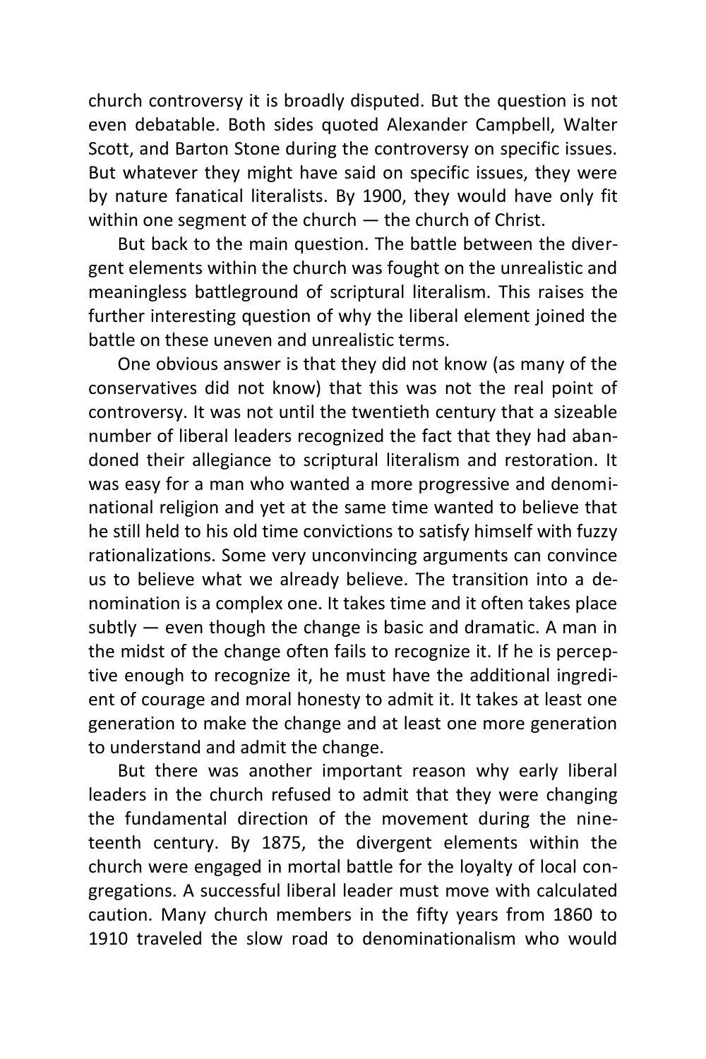church controversy it is broadly disputed. But the question is not even debatable. Both sides quoted Alexander Campbell, Walter Scott, and Barton Stone during the controversy on specific issues. But whatever they might have said on specific issues, they were by nature fanatical literalists. By 1900, they would have only fit within one segment of the church — the church of Christ.

But back to the main question. The battle between the divergent elements within the church was fought on the unrealistic and meaningless battleground of scriptural literalism. This raises the further interesting question of why the liberal element joined the battle on these uneven and unrealistic terms.

One obvious answer is that they did not know (as many of the conservatives did not know) that this was not the real point of controversy. It was not until the twentieth century that a sizeable number of liberal leaders recognized the fact that they had abandoned their allegiance to scriptural literalism and restoration. It was easy for a man who wanted a more progressive and denominational religion and yet at the same time wanted to believe that he still held to his old time convictions to satisfy himself with fuzzy rationalizations. Some very unconvincing arguments can convince us to believe what we already believe. The transition into a denomination is a complex one. It takes time and it often takes place subtly — even though the change is basic and dramatic. A man in the midst of the change often fails to recognize it. If he is perceptive enough to recognize it, he must have the additional ingredient of courage and moral honesty to admit it. It takes at least one generation to make the change and at least one more generation to understand and admit the change.

But there was another important reason why early liberal leaders in the church refused to admit that they were changing the fundamental direction of the movement during the nineteenth century. By 1875, the divergent elements within the church were engaged in mortal battle for the loyalty of local congregations. A successful liberal leader must move with calculated caution. Many church members in the fifty years from 1860 to 1910 traveled the slow road to denominationalism who would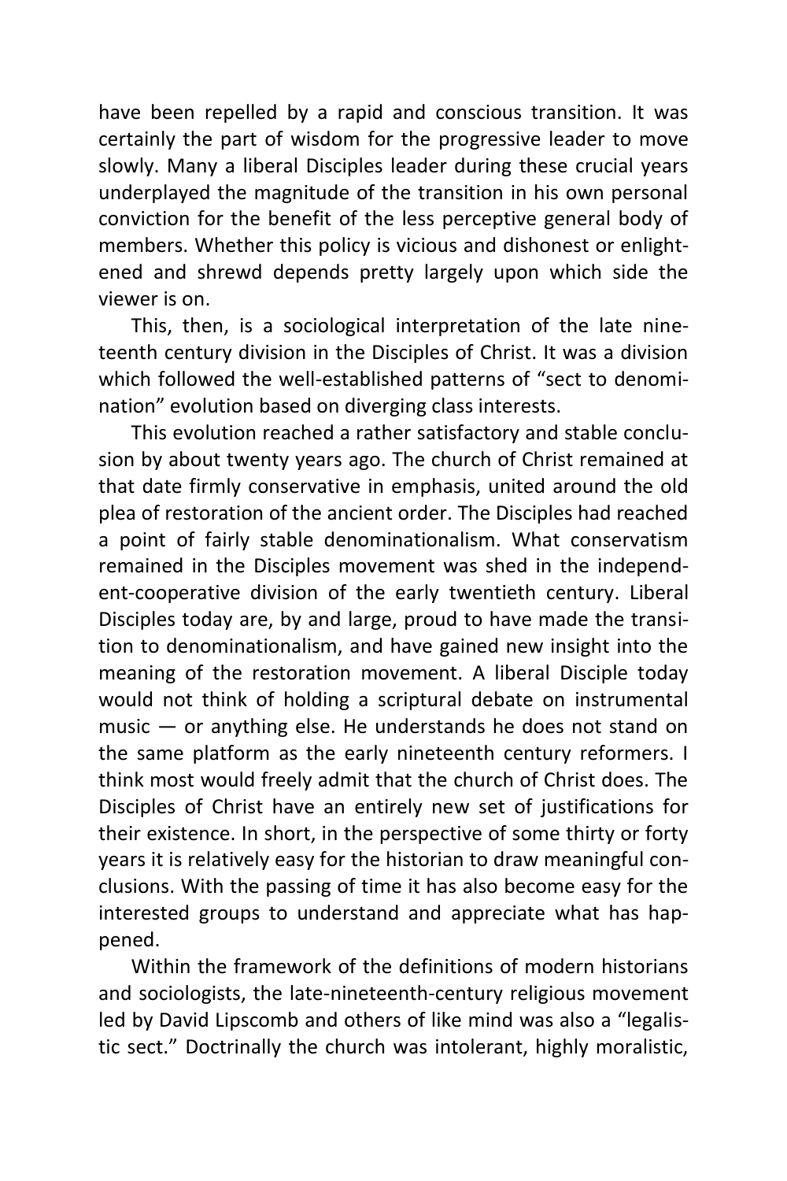have been repelled by a rapid and conscious transition. It was certainly the part of wisdom for the progressive leader to move slowly. Many a liberal Disciples leader during these crucial years underplayed the magnitude of the transition in his own personal conviction for the benefit of the less perceptive general body of members. Whether this policy is vicious and dishonest or enlightened and shrewd depends pretty largely upon which side the viewer is on.

This, then, is a sociological interpretation of the late nineteenth century division in the Disciples of Christ. It was a division which followed the well-established patterns of "sect to denomination" evolution based on diverging class interests.

This evolution reached a rather satisfactory and stable conclusion by about twenty years ago. The church of Christ remained at that date firmly conservative in emphasis, united around the old plea of restoration of the ancient order. The Disciples had reached a point of fairly stable denominationalism. What conservatism remained in the Disciples movement was shed in the independent-cooperative division of the early twentieth century. Liberal Disciples today are, by and large, proud to have made the transition to denominationalism, and have gained new insight into the meaning of the restoration movement. A liberal Disciple today would not think of holding a scriptural debate on instrumental music — or anything else. He understands he does not stand on the same platform as the early nineteenth century reformers. I think most would freely admit that the church of Christ does. The Disciples of Christ have an entirely new set of justifications for their existence. In short, in the perspective of some thirty or forty years it is relatively easy for the historian to draw meaningful conclusions. With the passing of time it has also become easy for the interested groups to understand and appreciate what has happened.

Within the framework of the definitions of modern historians and sociologists, the late-nineteenth-century religious movement led by David Lipscomb and others of like mind was also a "legalistic sect." Doctrinally the church was intolerant, highly moralistic,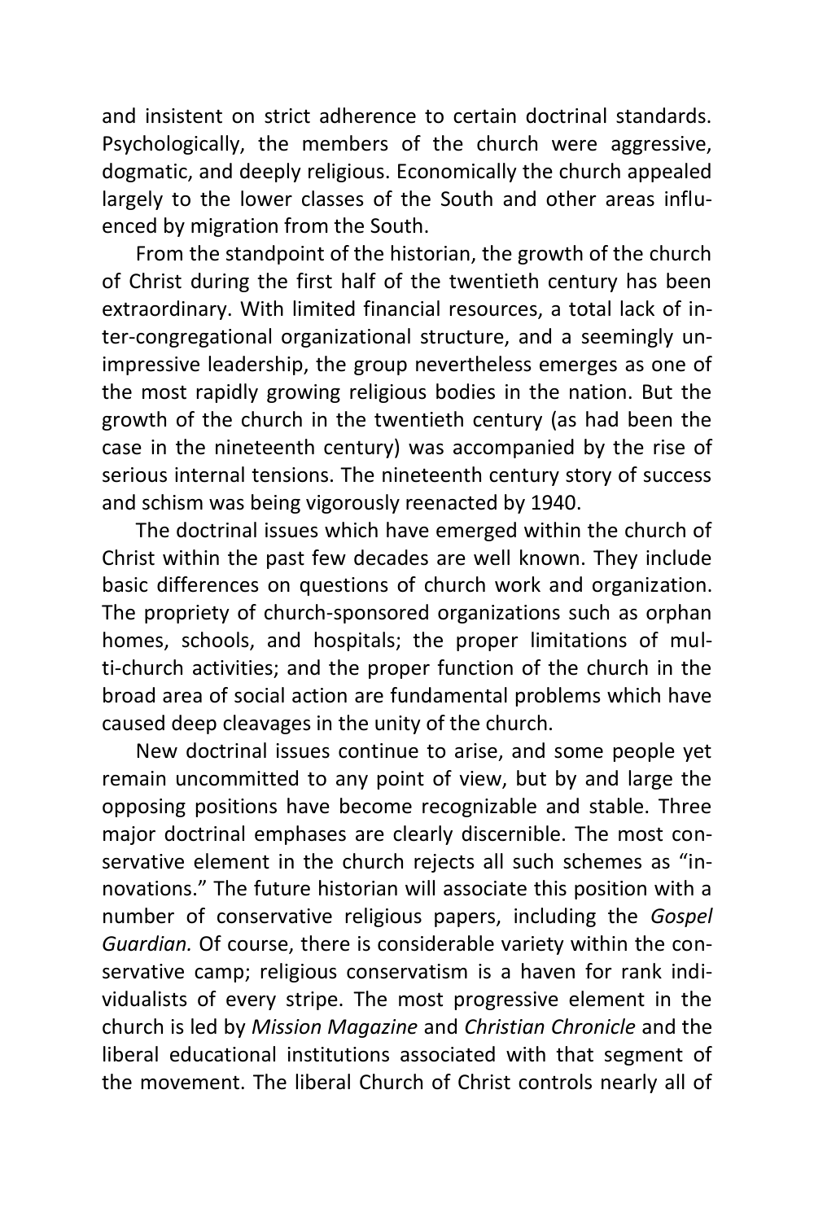and insistent on strict adherence to certain doctrinal standards. Psychologically, the members of the church were aggressive, dogmatic, and deeply religious. Economically the church appealed largely to the lower classes of the South and other areas influenced by migration from the South.

From the standpoint of the historian, the growth of the church of Christ during the first half of the twentieth century has been extraordinary. With limited financial resources, a total lack of inter-congregational organizational structure, and a seemingly unimpressive leadership, the group nevertheless emerges as one of the most rapidly growing religious bodies in the nation. But the growth of the church in the twentieth century (as had been the case in the nineteenth century) was accompanied by the rise of serious internal tensions. The nineteenth century story of success and schism was being vigorously reenacted by 1940.

The doctrinal issues which have emerged within the church of Christ within the past few decades are well known. They include basic differences on questions of church work and organization. The propriety of church-sponsored organizations such as orphan homes, schools, and hospitals; the proper limitations of multi-church activities; and the proper function of the church in the broad area of social action are fundamental problems which have caused deep cleavages in the unity of the church.

New doctrinal issues continue to arise, and some people yet remain uncommitted to any point of view, but by and large the opposing positions have become recognizable and stable. Three major doctrinal emphases are clearly discernible. The most conservative element in the church rejects all such schemes as "innovations." The future historian will associate this position with a number of conservative religious papers, including the *Gospel Guardian.* Of course, there is considerable variety within the conservative camp; religious conservatism is a haven for rank individualists of every stripe. The most progressive element in the church is led by *Mission Magazine* and *Christian Chronicle* and the liberal educational institutions associated with that segment of the movement. The liberal Church of Christ controls nearly all of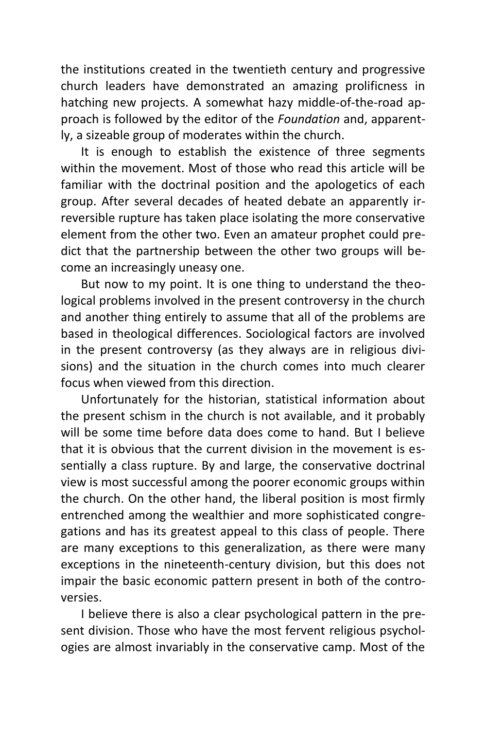the institutions created in the twentieth century and progressive church leaders have demonstrated an amazing prolificness in hatching new projects. A somewhat hazy middle-of-the-road approach is followed by the editor of the *Foundation* and, apparently, a sizeable group of moderates within the church.

It is enough to establish the existence of three segments within the movement. Most of those who read this article will be familiar with the doctrinal position and the apologetics of each group. After several decades of heated debate an apparently irreversible rupture has taken place isolating the more conservative element from the other two. Even an amateur prophet could predict that the partnership between the other two groups will become an increasingly uneasy one.

But now to my point. It is one thing to understand the theological problems involved in the present controversy in the church and another thing entirely to assume that all of the problems are based in theological differences. Sociological factors are involved in the present controversy (as they always are in religious divisions) and the situation in the church comes into much clearer focus when viewed from this direction.

Unfortunately for the historian, statistical information about the present schism in the church is not available, and it probably will be some time before data does come to hand. But I believe that it is obvious that the current division in the movement is essentially a class rupture. By and large, the conservative doctrinal view is most successful among the poorer economic groups within the church. On the other hand, the liberal position is most firmly entrenched among the wealthier and more sophisticated congregations and has its greatest appeal to this class of people. There are many exceptions to this generalization, as there were many exceptions in the nineteenth-century division, but this does not impair the basic economic pattern present in both of the controversies.

I believe there is also a clear psychological pattern in the present division. Those who have the most fervent religious psychologies are almost invariably in the conservative camp. Most of the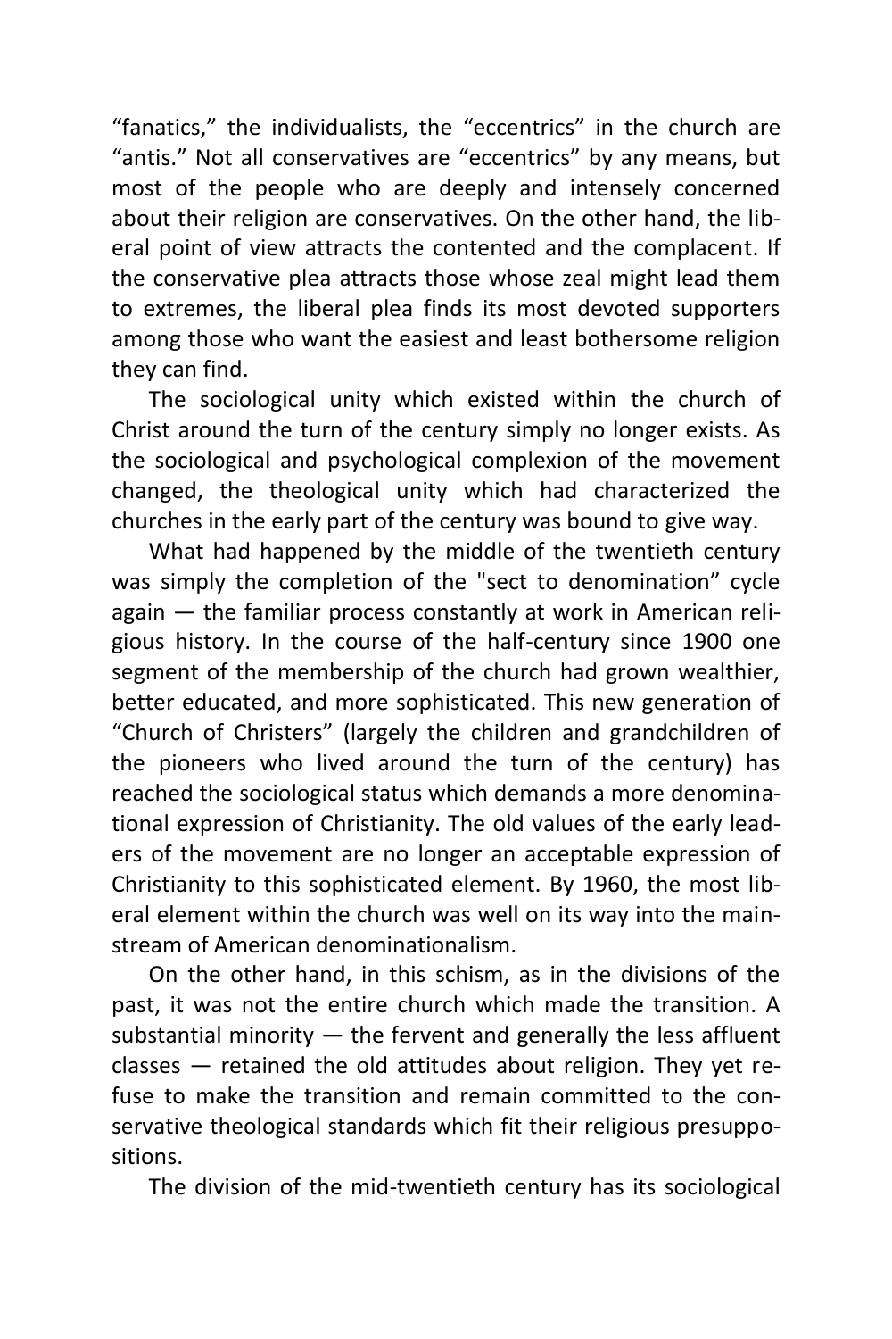“fanatics,” the individualists, the “eccentrics” in the church are “antis.” Not all conservatives are “eccentrics” by any means, but most of the people who are deeply and intensely concerned about their religion are conservatives. On the other hand, the liberal point of view attracts the contented and the complacent. If the conservative plea attracts those whose zeal might lead them to extremes, the liberal plea finds its most devoted supporters among those who want the easiest and least bothersome religion they can find.

The sociological unity which existed within the church of Christ around the turn of the century simply no longer exists. As the sociological and psychological complexion of the movement changed, the theological unity which had characterized the churches in the early part of the century was bound to give way.

What had happened by the middle of the twentieth century was simply the completion of the "sect to denomination” cycle again — the familiar process constantly at work in American religious history. In the course of the half-century since 1900 one segment of the membership of the church had grown wealthier, better educated, and more sophisticated. This new generation of “Church of Christers” (largely the children and grandchildren of the pioneers who lived around the turn of the century) has reached the sociological status which demands a more denominational expression of Christianity. The old values of the early leaders of the movement are no longer an acceptable expression of Christianity to this sophisticated element. By 1960, the most liberal element within the church was well on its way into the mainstream of American denominationalism.

On the other hand, in this schism, as in the divisions of the past, it was not the entire church which made the transition. A substantial minority — the fervent and generally the less affluent classes — retained the old attitudes about religion. They yet refuse to make the transition and remain committed to the conservative theological standards which fit their religious presuppositions.

The division of the mid-twentieth century has its sociological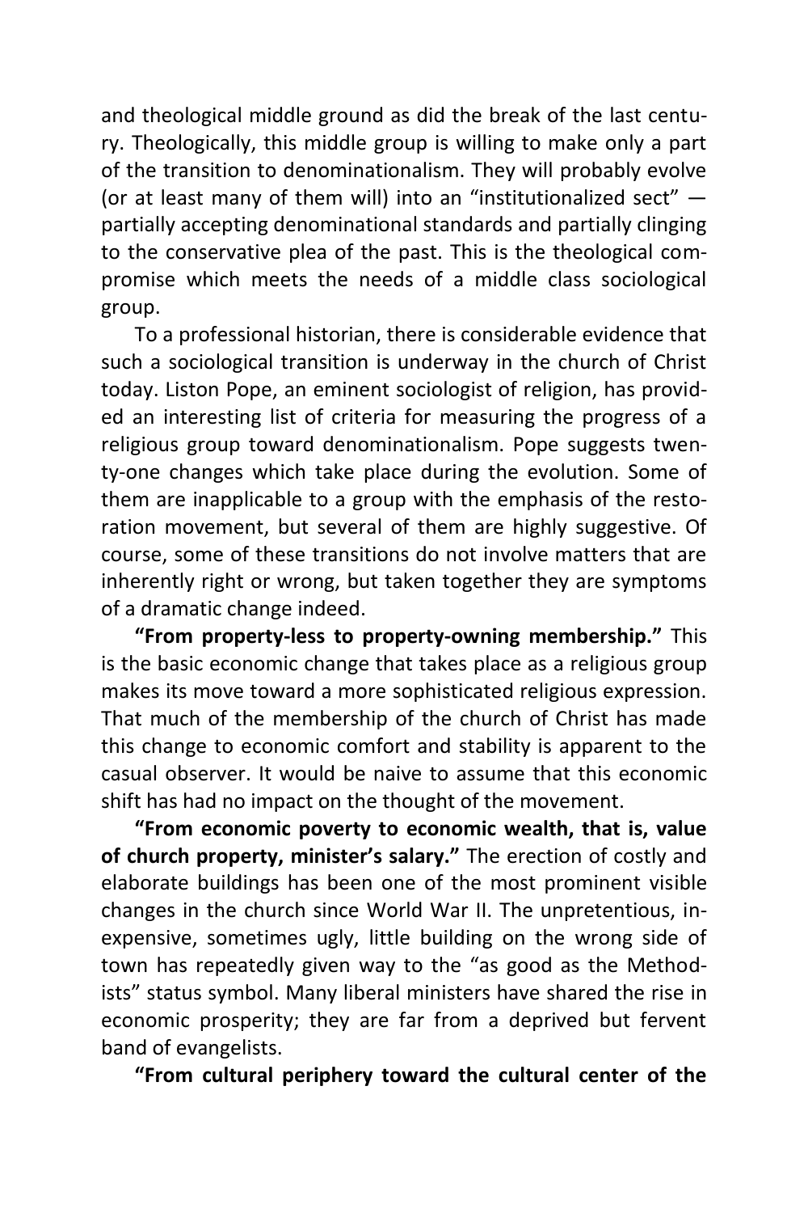and theological middle ground as did the break of the last century. Theologically, this middle group is willing to make only a part of the transition to denominationalism. They will probably evolve (or at least many of them will) into an "institutionalized sect" — partially accepting denominational standards and partially clinging to the conservative plea of the past. This is the theological compromise which meets the needs of a middle class sociological group.

To a professional historian, there is considerable evidence that such a sociological transition is underway in the church of Christ today. Liston Pope, an eminent sociologist of religion, has provided an interesting list of criteria for measuring the progress of a religious group toward denominationalism. Pope suggests twenty-one changes which take place during the evolution. Some of them are inapplicable to a group with the emphasis of the restoration movement, but several of them are highly suggestive. Of course, some of these transitions do not involve matters that are inherently right or wrong, but taken together they are symptoms of a dramatic change indeed.

**"From property-less to property-owning membership."** This is the basic economic change that takes place as a religious group makes its move toward a more sophisticated religious expression. That much of the membership of the church of Christ has made this change to economic comfort and stability is apparent to the casual observer. It would be naive to assume that this economic shift has had no impact on the thought of the movement.

**"From economic poverty to economic wealth, that is, value of church property, minister's salary."** The erection of costly and elaborate buildings has been one of the most prominent visible changes in the church since World War II. The unpretentious, inexpensive, sometimes ugly, little building on the wrong side of town has repeatedly given way to the "as good as the Methodists" status symbol. Many liberal ministers have shared the rise in economic prosperity; they are far from a deprived but fervent band of evangelists.

**"From cultural periphery toward the cultural center of the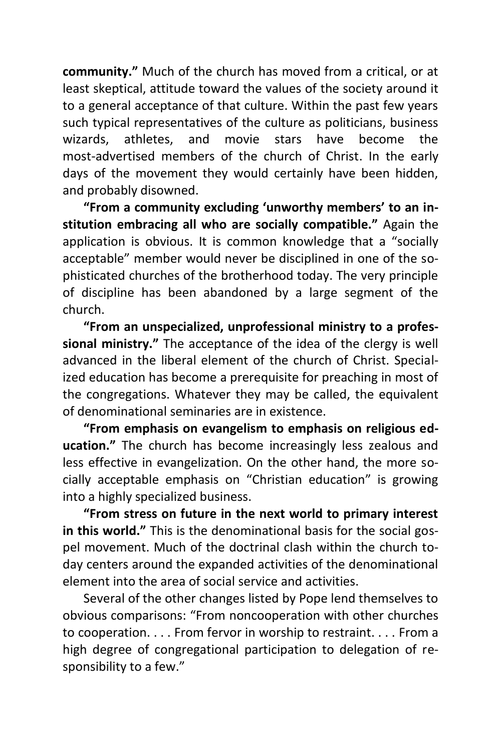**community."** Much of the church has moved from a critical, or at least skeptical, attitude toward the values of the society around it to a general acceptance of that culture. Within the past few years such typical representatives of the culture as politicians, business wizards, athletes, and movie stars have become the most-advertised members of the church of Christ. In the early days of the movement they would certainly have been hidden, and probably disowned.

**"From a community excluding 'unworthy members' to an institution embracing all who are socially compatible."** Again the application is obvious. It is common knowledge that a "socially acceptable" member would never be disciplined in one of the sophisticated churches of the brotherhood today. The very principle of discipline has been abandoned by a large segment of the church.

**"From an unspecialized, unprofessional ministry to a professional ministry."** The acceptance of the idea of the clergy is well advanced in the liberal element of the church of Christ. Specialized education has become a prerequisite for preaching in most of the congregations. Whatever they may be called, the equivalent of denominational seminaries are in existence.

**"From emphasis on evangelism to emphasis on religious education."** The church has become increasingly less zealous and less effective in evangelization. On the other hand, the more socially acceptable emphasis on "Christian education" is growing into a highly specialized business.

**"From stress on future in the next world to primary interest in this world."** This is the denominational basis for the social gospel movement. Much of the doctrinal clash within the church today centers around the expanded activities of the denominational element into the area of social service and activities.

Several of the other changes listed by Pope lend themselves to obvious comparisons: "From noncooperation with other churches to cooperation. . . . From fervor in worship to restraint. . . . From a high degree of congregational participation to delegation of responsibility to a few."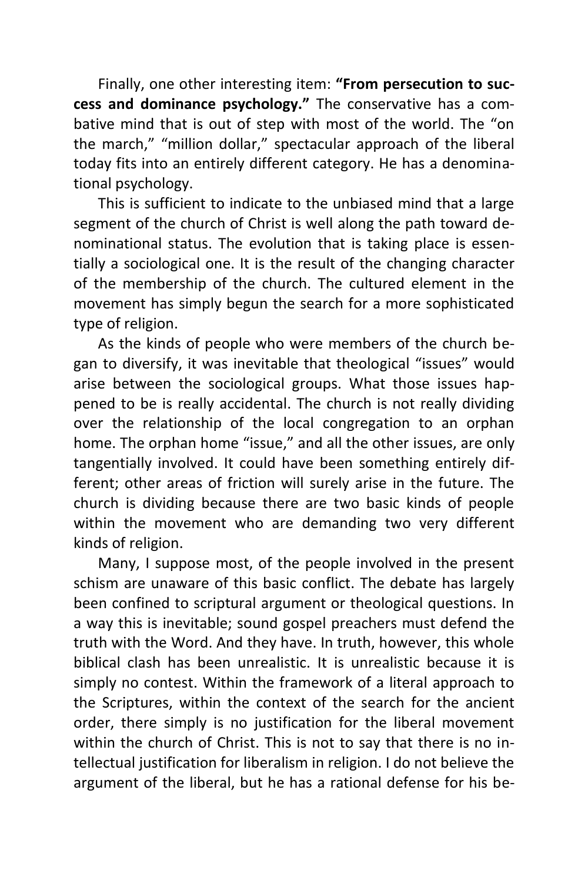Finally, one other interesting item: **"From persecution to success and dominance psychology."** The conservative has a combative mind that is out of step with most of the world. The "on the march," "million dollar," spectacular approach of the liberal today fits into an entirely different category. He has a denominational psychology.

This is sufficient to indicate to the unbiased mind that a large segment of the church of Christ is well along the path toward denominational status. The evolution that is taking place is essentially a sociological one. It is the result of the changing character of the membership of the church. The cultured element in the movement has simply begun the search for a more sophisticated type of religion.

As the kinds of people who were members of the church began to diversify, it was inevitable that theological "issues" would arise between the sociological groups. What those issues happened to be is really accidental. The church is not really dividing over the relationship of the local congregation to an orphan home. The orphan home "issue," and all the other issues, are only tangentially involved. It could have been something entirely different; other areas of friction will surely arise in the future. The church is dividing because there are two basic kinds of people within the movement who are demanding two very different kinds of religion.

Many, I suppose most, of the people involved in the present schism are unaware of this basic conflict. The debate has largely been confined to scriptural argument or theological questions. In a way this is inevitable; sound gospel preachers must defend the truth with the Word. And they have. In truth, however, this whole biblical clash has been unrealistic. It is unrealistic because it is simply no contest. Within the framework of a literal approach to the Scriptures, within the context of the search for the ancient order, there simply is no justification for the liberal movement within the church of Christ. This is not to say that there is no intellectual justification for liberalism in religion. I do not believe the argument of the liberal, but he has a rational defense for his be-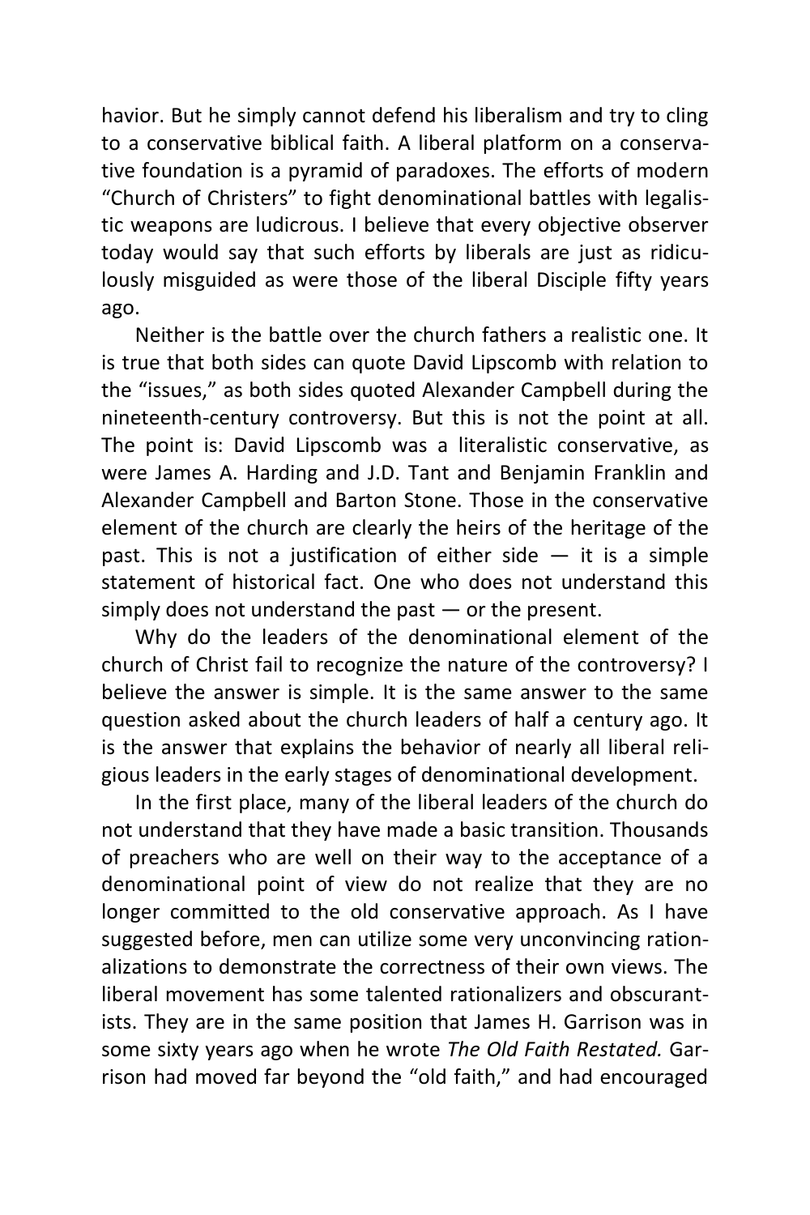havior. But he simply cannot defend his liberalism and try to cling to a conservative biblical faith. A liberal platform on a conservative foundation is a pyramid of paradoxes. The efforts of modern "Church of Christers" to fight denominational battles with legalistic weapons are ludicrous. I believe that every objective observer today would say that such efforts by liberals are just as ridiculously misguided as were those of the liberal Disciple fifty years ago.

Neither is the battle over the church fathers a realistic one. It is true that both sides can quote David Lipscomb with relation to the "issues," as both sides quoted Alexander Campbell during the nineteenth-century controversy. But this is not the point at all. The point is: David Lipscomb was a literalistic conservative, as were James A. Harding and J.D. Tant and Benjamin Franklin and Alexander Campbell and Barton Stone. Those in the conservative element of the church are clearly the heirs of the heritage of the past. This is not a justification of either side — it is a simple statement of historical fact. One who does not understand this simply does not understand the past — or the present.

Why do the leaders of the denominational element of the church of Christ fail to recognize the nature of the controversy? I believe the answer is simple. It is the same answer to the same question asked about the church leaders of half a century ago. It is the answer that explains the behavior of nearly all liberal religious leaders in the early stages of denominational development.

In the first place, many of the liberal leaders of the church do not understand that they have made a basic transition. Thousands of preachers who are well on their way to the acceptance of a denominational point of view do not realize that they are no longer committed to the old conservative approach. As I have suggested before, men can utilize some very unconvincing rationalizations to demonstrate the correctness of their own views. The liberal movement has some talented rationalizers and obscurantists. They are in the same position that James H. Garrison was in some sixty years ago when he wrote *The Old Faith Restated.* Garrison had moved far beyond the "old faith," and had encouraged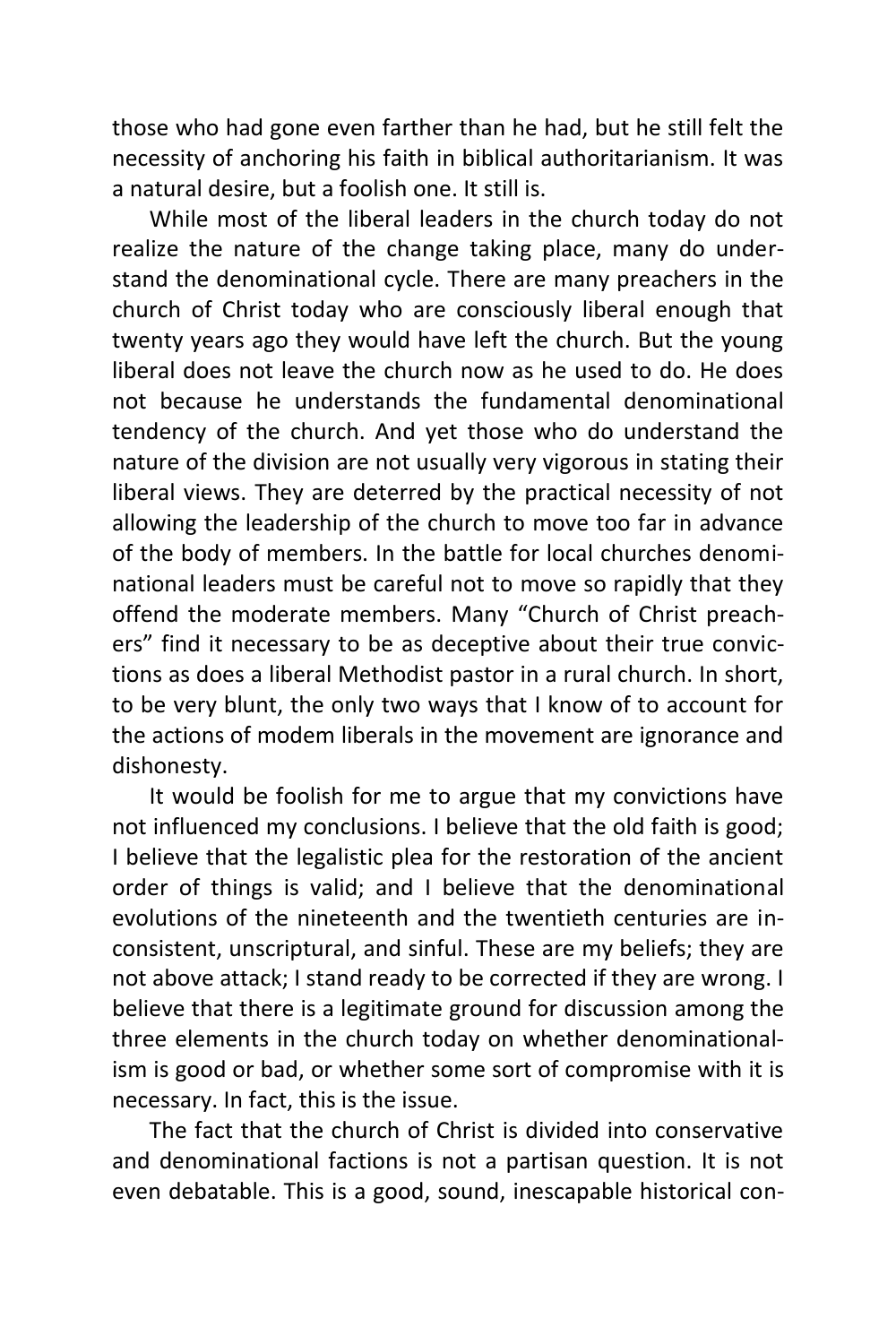those who had gone even farther than he had, but he still felt the necessity of anchoring his faith in biblical authoritarianism. It was a natural desire, but a foolish one. It still is.

While most of the liberal leaders in the church today do not realize the nature of the change taking place, many do understand the denominational cycle. There are many preachers in the church of Christ today who are consciously liberal enough that twenty years ago they would have left the church. But the young liberal does not leave the church now as he used to do. He does not because he understands the fundamental denominational tendency of the church. And yet those who do understand the nature of the division are not usually very vigorous in stating their liberal views. They are deterred by the practical necessity of not allowing the leadership of the church to move too far in advance of the body of members. In the battle for local churches denominational leaders must be careful not to move so rapidly that they offend the moderate members. Many "Church of Christ preachers" find it necessary to be as deceptive about their true convictions as does a liberal Methodist pastor in a rural church. In short, to be very blunt, the only two ways that I know of to account for the actions of modem liberals in the movement are ignorance and dishonesty.

It would be foolish for me to argue that my convictions have not influenced my conclusions. I believe that the old faith is good; I believe that the legalistic plea for the restoration of the ancient order of things is valid; and I believe that the denominational evolutions of the nineteenth and the twentieth centuries are inconsistent, unscriptural, and sinful. These are my beliefs; they are not above attack; I stand ready to be corrected if they are wrong. I believe that there is a legitimate ground for discussion among the three elements in the church today on whether denominationalism is good or bad, or whether some sort of compromise with it is necessary. In fact, this is the issue.

The fact that the church of Christ is divided into conservative and denominational factions is not a partisan question. It is not even debatable. This is a good, sound, inescapable historical con-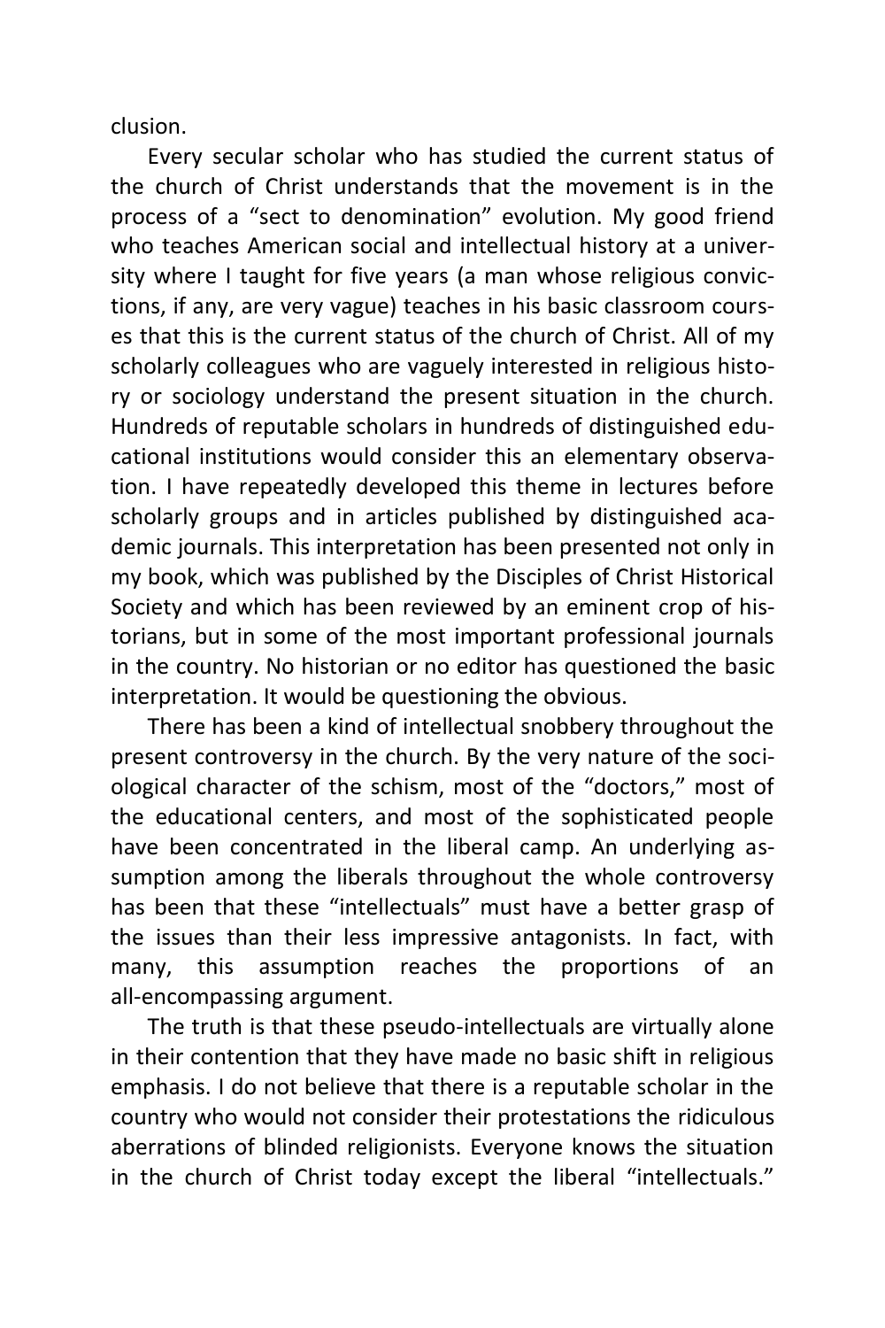clusion.

Every secular scholar who has studied the current status of the church of Christ understands that the movement is in the process of a "sect to denomination" evolution. My good friend who teaches American social and intellectual history at a university where I taught for five years (a man whose religious convictions, if any, are very vague) teaches in his basic classroom courses that this is the current status of the church of Christ. All of my scholarly colleagues who are vaguely interested in religious history or sociology understand the present situation in the church. Hundreds of reputable scholars in hundreds of distinguished educational institutions would consider this an elementary observation. I have repeatedly developed this theme in lectures before scholarly groups and in articles published by distinguished academic journals. This interpretation has been presented not only in my book, which was published by the Disciples of Christ Historical Society and which has been reviewed by an eminent crop of historians, but in some of the most important professional journals in the country. No historian or no editor has questioned the basic interpretation. It would be questioning the obvious.

There has been a kind of intellectual snobbery throughout the present controversy in the church. By the very nature of the sociological character of the schism, most of the "doctors," most of the educational centers, and most of the sophisticated people have been concentrated in the liberal camp. An underlying assumption among the liberals throughout the whole controversy has been that these "intellectuals" must have a better grasp of the issues than their less impressive antagonists. In fact, with many, this assumption reaches the proportions of an all-encompassing argument.

The truth is that these pseudo-intellectuals are virtually alone in their contention that they have made no basic shift in religious emphasis. I do not believe that there is a reputable scholar in the country who would not consider their protestations the ridiculous aberrations of blinded religionists. Everyone knows the situation in the church of Christ today except the liberal "intellectuals."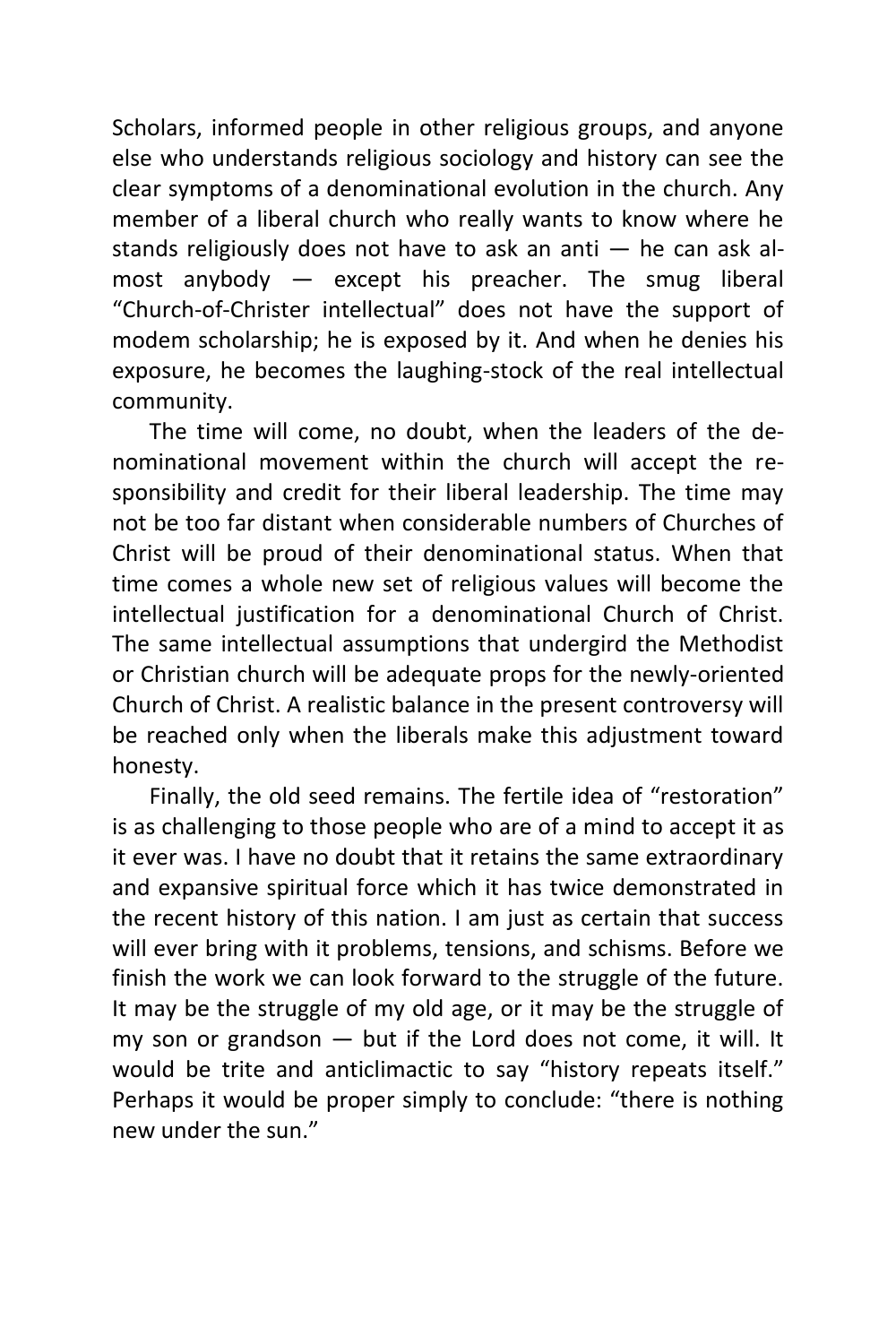Scholars, informed people in other religious groups, and anyone else who understands religious sociology and history can see the clear symptoms of a denominational evolution in the church. Any member of a liberal church who really wants to know where he stands religiously does not have to ask an anti — he can ask almost anybody — except his preacher. The smug liberal "Church-of-Christer intellectual" does not have the support of modem scholarship; he is exposed by it. And when he denies his exposure, he becomes the laughing-stock of the real intellectual community.

The time will come, no doubt, when the leaders of the denominational movement within the church will accept the responsibility and credit for their liberal leadership. The time may not be too far distant when considerable numbers of Churches of Christ will be proud of their denominational status. When that time comes a whole new set of religious values will become the intellectual justification for a denominational Church of Christ. The same intellectual assumptions that undergird the Methodist or Christian church will be adequate props for the newly-oriented Church of Christ. A realistic balance in the present controversy will be reached only when the liberals make this adjustment toward honesty.

Finally, the old seed remains. The fertile idea of "restoration" is as challenging to those people who are of a mind to accept it as it ever was. I have no doubt that it retains the same extraordinary and expansive spiritual force which it has twice demonstrated in the recent history of this nation. I am just as certain that success will ever bring with it problems, tensions, and schisms. Before we finish the work we can look forward to the struggle of the future. It may be the struggle of my old age, or it may be the struggle of my son or grandson — but if the Lord does not come, it will. It would be trite and anticlimactic to say "history repeats itself." Perhaps it would be proper simply to conclude: "there is nothing new under the sun."